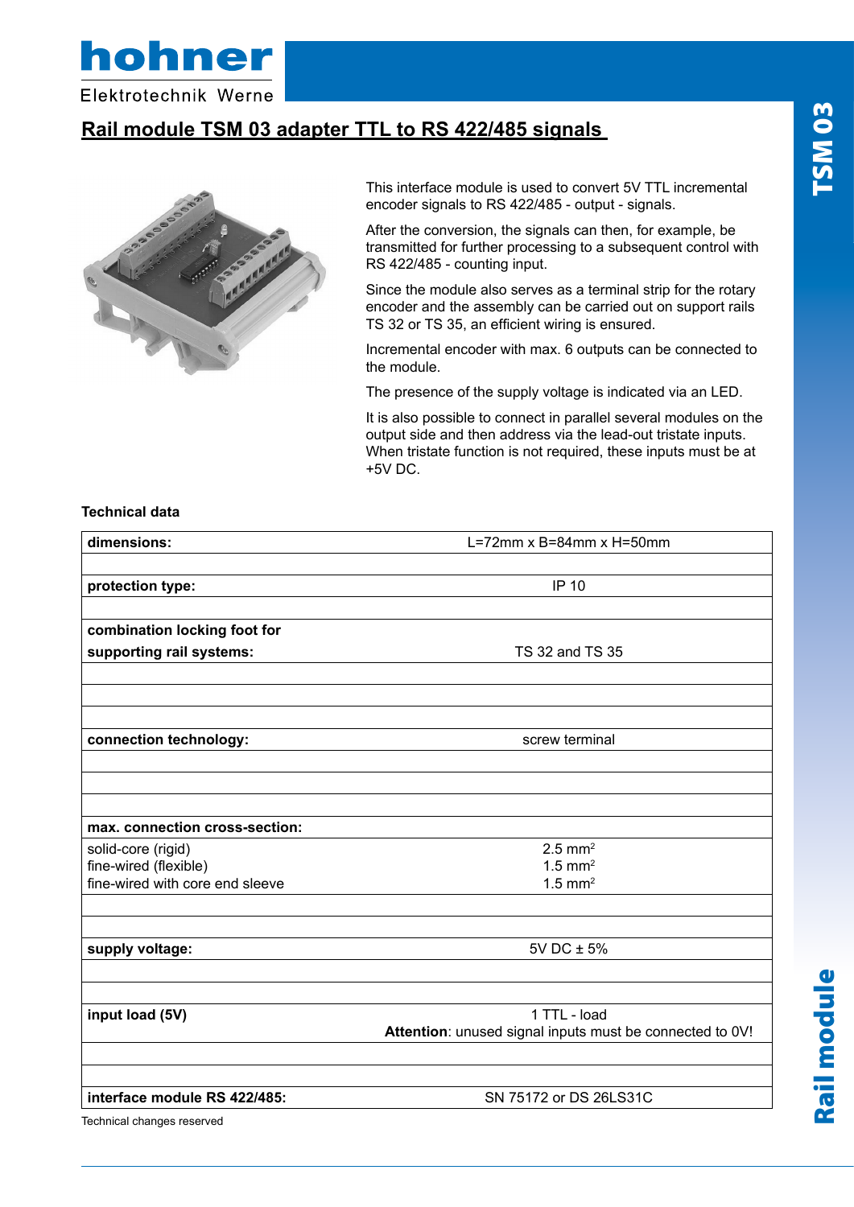# Rail module TSM 03 adapter TTL to RS 422/485 signals

This interface module is used to convert 5V TTL incremental encoder signals to RS 422/485 - output - signals.

After the conversion, the signals can then, for example, be transmitted for further processing to a subsequent control with RS 422/485 - counting input.

Since the module also serves as a terminal strip for the rotary encoder and the assembly can be carried out on support rails TS 32 or TS 35, an efficient wiring is ensured.

Incremental encoder with max. 6 outputs can be connected to the module.

The presence of the supply voltage is indicated via an LED.

It is also possible to connect in parallel several modules on the output side and then address via the lead-out tristate inputs. When tristate function is not required, these inputs must be at +5V DC.

**Technical data**

| | |
|---|---|
| **dimensions:** | L=72mm x B=84mm x H=50mm |
| **protection type:** | IP 10 |
| **combination locking foot for supporting rail systems:** | TS 32 and TS 35 |
| **connection technology:** | screw terminal |
| **max. connection cross-section:** | |
| solid-core (rigid) | 2.5 $mm^2$ |
| fine-wired (flexible) | 1.5 $mm^2$ |
| fine-wired with core end sleeve | 1.5 $mm^2$ |
| **supply voltage:** | 5V DC ± 5% |
| **input load (5V)** | 1 TTL - load<br>**Attention**: unused signal inputs must be connected to 0V! |
| **interface module RS 422/485:** | SN 75172 or DS 26LS31C |

Technical changes reserved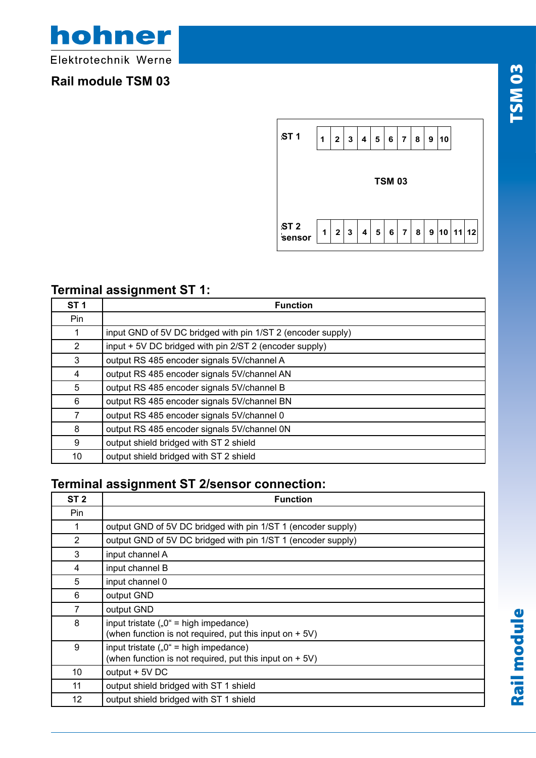hohner

Elektrotechnik Werne

## Rail module TSM 03

ST 1 | 1 | 2 | 3 | 4 | 5 | 6 | 7 | 8 | 9 | 10

TSM 03

ST 2 sensor | 1 | 2 | 3 | 4 | 5 | 6 | 7 | 8 | 9 | 10 | 11 | 12

### Terminal assignment ST 1:

| ST 1 | Function |
|---|---|
| Pin | |
| 1 | input GND of 5V DC bridged with pin 1/ST 2 (encoder supply) |
| 2 | input + 5V DC bridged with pin 2/ST 2 (encoder supply) |
| 3 | output RS 485 encoder signals 5V/channel A |
| 4 | output RS 485 encoder signals 5V/channel AN |
| 5 | output RS 485 encoder signals 5V/channel B |
| 6 | output RS 485 encoder signals 5V/channel BN |
| 7 | output RS 485 encoder signals 5V/channel 0 |
| 8 | output RS 485 encoder signals 5V/channel 0N |
| 9 | output shield bridged with ST 2 shield |
| 10 | output shield bridged with ST 2 shield |

### Terminal assignment ST 2/sensor connection:

| ST 2 | Function |
|---|---|
| Pin | |
| 1 | output GND of 5V DC bridged with pin 1/ST 1 (encoder supply) |
| 2 | output GND of 5V DC bridged with pin 1/ST 1 (encoder supply) |
| 3 | input channel A |
| 4 | input channel B |
| 5 | input channel 0 |
| 6 | output GND |
| 7 | output GND |
| 8 | input tristate („0“ = high impedance)<br>(when function is not required, put this input on + 5V) |
| 9 | input tristate („0“ = high impedance)<br>(when function is not required, put this input on + 5V) |
| 10 | output + 5V DC |
| 11 | output shield bridged with ST 1 shield |
| 12 | output shield bridged with ST 1 shield |

TSM 03

Rail module